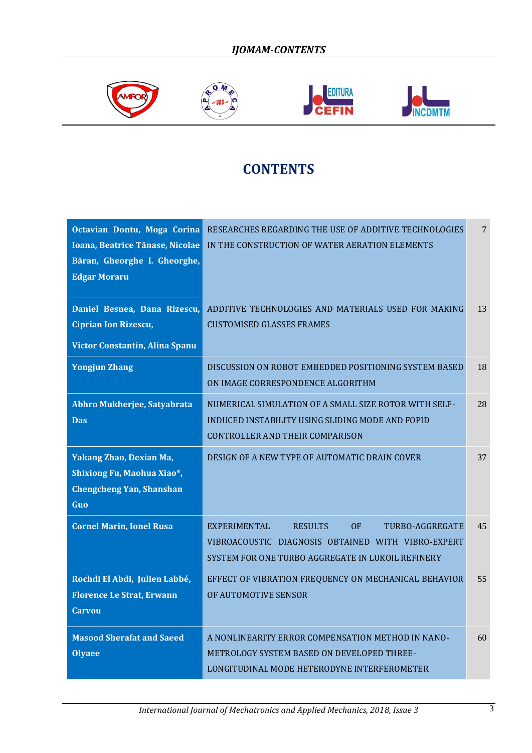# CONTENTS

| Authors | Title | Page |
|---|---|---|
| **Octavian Dontu, Moga Corina Ioana, Beatrice Tănase, Nicolae Băran, Gheorghe I. Gheorghe, Edgar Moraru** | RESEARCHES REGARDING THE USE OF ADDITIVE TECHNOLOGIES IN THE CONSTRUCTION OF WATER AERATION ELEMENTS | 7 |
| **Daniel Besnea, Dana Rizescu, Ciprian Ion Rizescu, Victor Constantin, Alina Spanu** | ADDITIVE TECHNOLOGIES AND MATERIALS USED FOR MAKING CUSTOMISED GLASSES FRAMES | 13 |
| **Yongjun Zhang** | DISCUSSION ON ROBOT EMBEDDED POSITIONING SYSTEM BASED ON IMAGE CORRESPONDENCE ALGORITHM | 18 |
| **Abhro Mukherjee, Satyabrata Das** | NUMERICAL SIMULATION OF A SMALL SIZE ROTOR WITH SELF-INDUCED INSTABILITY USING SLIDING MODE AND FOPID CONTROLLER AND THEIR COMPARISON | 28 |
| **Yakang Zhao, Dexian Ma, Shixiong Fu, Maohua Xiao*, Chengcheng Yan, Shanshan Guo** | DESIGN OF A NEW TYPE OF AUTOMATIC DRAIN COVER | 37 |
| **Cornel Marin, Ionel Rusa** | EXPERIMENTAL RESULTS OF TURBO-AGGREGATE VIBROACOUSTIC DIAGNOSIS OBTAINED WITH VIBRO-EXPERT SYSTEM FOR ONE TURBO AGGREGATE IN LUKOIL REFINERY | 45 |
| **Rochdi El Abdi, Julien Labbé, Florence Le Strat, Erwann Carvou** | EFFECT OF VIBRATION FREQUENCY ON MECHANICAL BEHAVIOR OF AUTOMOTIVE SENSOR | 55 |
| **Masood Sherafat and Saeed Olyaee** | A NONLINEARITY ERROR COMPENSATION METHOD IN NANO-METROLOGY SYSTEM BASED ON DEVELOPED THREE-LONGITUDINAL MODE HETERODYNE INTERFEROMETER | 60 |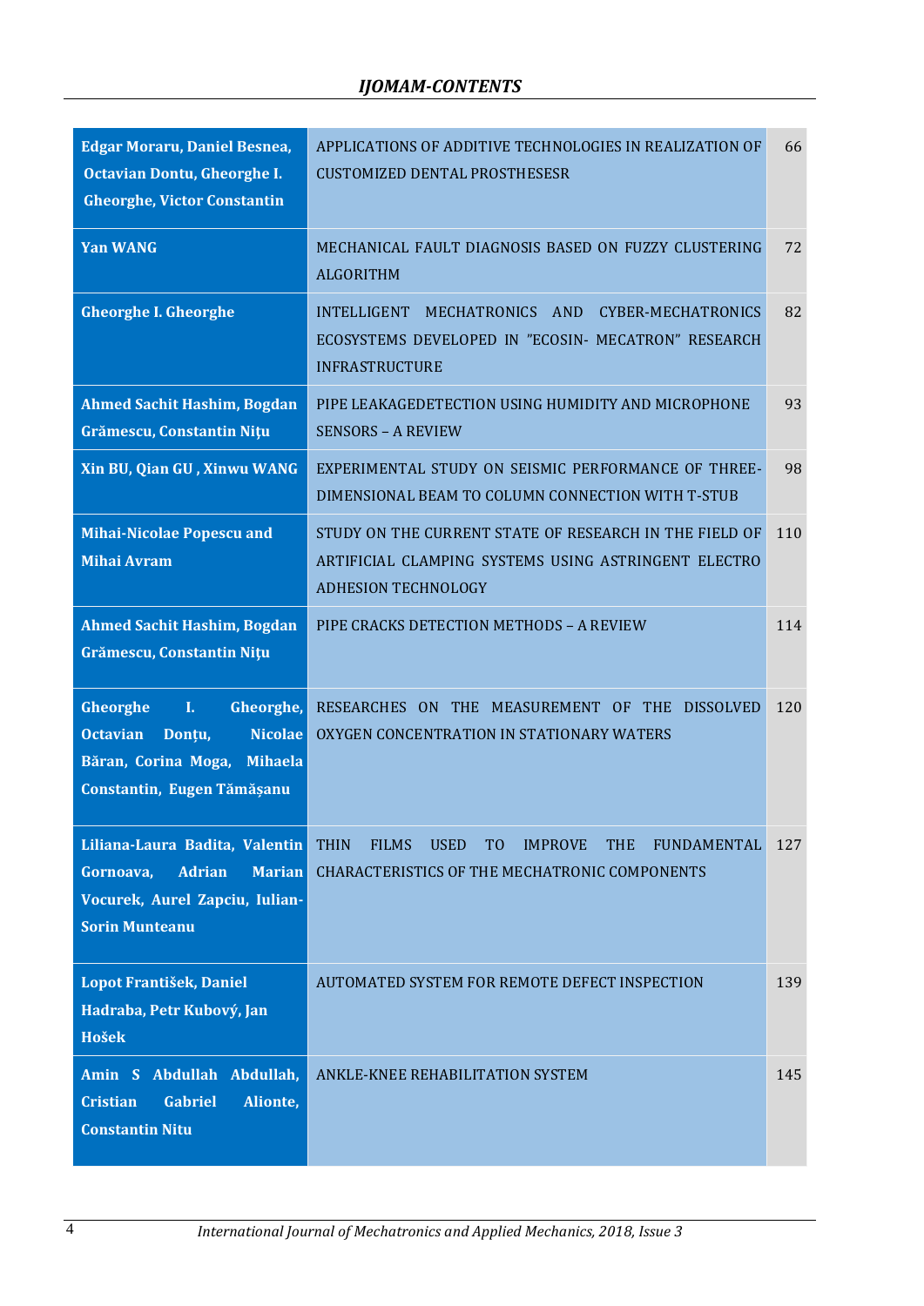| Authors | Title | Page |
|---|---|---|
| Edgar Moraru, Daniel Besnea, Octavian Dontu, Gheorghe I. Gheorghe, Victor Constantin | APPLICATIONS OF ADDITIVE TECHNOLOGIES IN REALIZATION OF CUSTOMIZED DENTAL PROSTHESESR | 66 |
| Yan WANG | MECHANICAL FAULT DIAGNOSIS BASED ON FUZZY CLUSTERING ALGORITHM | 72 |
| Gheorghe I. Gheorghe | INTELLIGENT MECHATRONICS AND CYBER-MECHATRONICS ECOSYSTEMS DEVELOPED IN "ECOSIN- MECATRON" RESEARCH INFRASTRUCTURE | 82 |
| Ahmed Sachit Hashim, Bogdan Grămescu, Constantin Niţu | PIPE LEAKAGEDETECTION USING HUMIDITY AND MICROPHONE SENSORS – A REVIEW | 93 |
| Xin BU, Qian GU , Xinwu WANG | EXPERIMENTAL STUDY ON SEISMIC PERFORMANCE OF THREE-DIMENSIONAL BEAM TO COLUMN CONNECTION WITH T-STUB | 98 |
| Mihai-Nicolae Popescu and Mihai Avram | STUDY ON THE CURRENT STATE OF RESEARCH IN THE FIELD OF ARTIFICIAL CLAMPING SYSTEMS USING ASTRINGENT ELECTRO ADHESION TECHNOLOGY | 110 |
| Ahmed Sachit Hashim, Bogdan Grămescu, Constantin Niţu | PIPE CRACKS DETECTION METHODS – A REVIEW | 114 |
| Gheorghe I. Gheorghe, Octavian Donţu, Nicolae Băran, Corina Moga, Mihaela Constantin, Eugen Tămășanu | RESEARCHES ON THE MEASUREMENT OF THE DISSOLVED OXYGEN CONCENTRATION IN STATIONARY WATERS | 120 |
| Liliana-Laura Badita, Valentin Gornoava, Adrian Marian Vocurek, Aurel Zapciu, Iulian-Sorin Munteanu | THIN FILMS USED TO IMPROVE THE FUNDAMENTAL CHARACTERISTICS OF THE MECHATRONIC COMPONENTS | 127 |
| Lopot František, Daniel Hadraba, Petr Kubový, Jan Hošek | AUTOMATED SYSTEM FOR REMOTE DEFECT INSPECTION | 139 |
| Amin S Abdullah Abdullah, Cristian Gabriel Alionte, Constantin Nitu | ANKLE-KNEE REHABILITATION SYSTEM | 145 |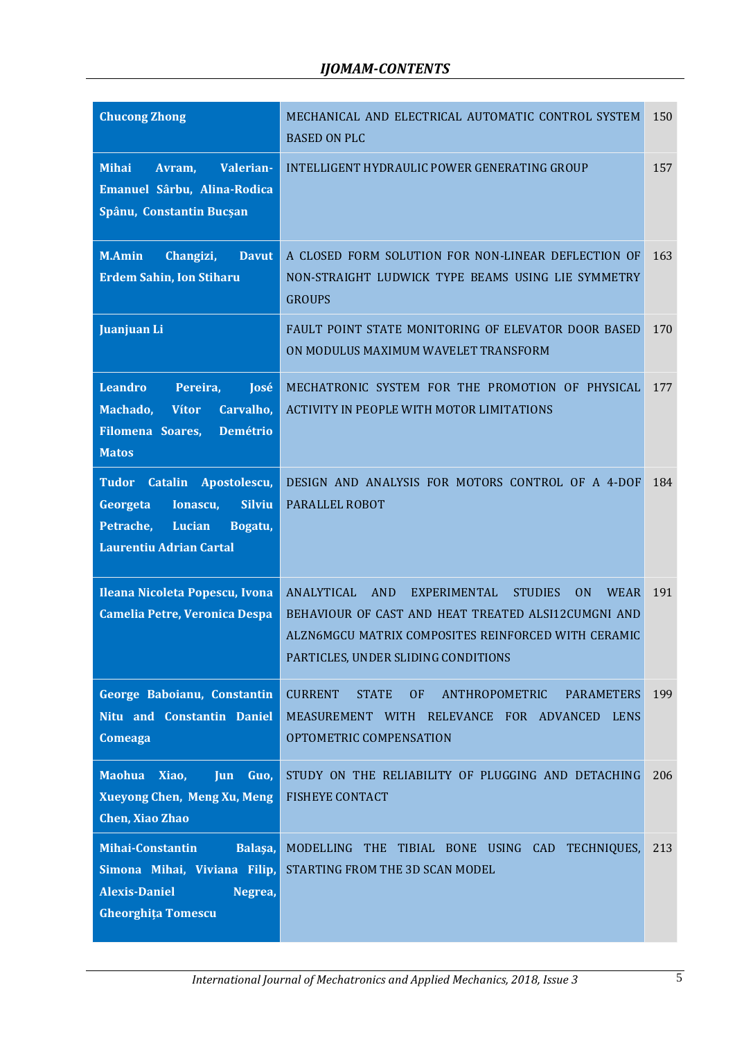| Authors | Title | Page |
|---|---|---|
| **Chucong Zhong** | MECHANICAL AND ELECTRICAL AUTOMATIC CONTROL SYSTEM BASED ON PLC | 150 |
| **Mihai Avram, Valerian-Emanuel Sârbu, Alina-Rodica Spânu, Constantin Bucșan** | INTELLIGENT HYDRAULIC POWER GENERATING GROUP | 157 |
| **M.Amin Changizi, Davut Erdem Sahin, Ion Stiharu** | A CLOSED FORM SOLUTION FOR NON-LINEAR DEFLECTION OF NON-STRAIGHT LUDWICK TYPE BEAMS USING LIE SYMMETRY GROUPS | 163 |
| **Juanjuan Li** | FAULT POINT STATE MONITORING OF ELEVATOR DOOR BASED ON MODULUS MAXIMUM WAVELET TRANSFORM | 170 |
| **Leandro Pereira, José Machado, Vítor Carvalho, Filomena Soares, Demétrio Matos** | MECHATRONIC SYSTEM FOR THE PROMOTION OF PHYSICAL ACTIVITY IN PEOPLE WITH MOTOR LIMITATIONS | 177 |
| **Tudor Catalin Apostolescu, Georgeta Ionascu, Silviu Petrache, Lucian Bogatu, Laurentiu Adrian Cartal** | DESIGN AND ANALYSIS FOR MOTORS CONTROL OF A 4-DOF PARALLEL ROBOT | 184 |
| **Ileana Nicoleta Popescu, Ivona Camelia Petre, Veronica Despa** | ANALYTICAL AND EXPERIMENTAL STUDIES ON WEAR BEHAVIOUR OF CAST AND HEAT TREATED ALSI12CUMGNI AND ALZN6MGCU MATRIX COMPOSITES REINFORCED WITH CERAMIC PARTICLES, UNDER SLIDING CONDITIONS | 191 |
| **George Baboianu, Constantin Nitu and Constantin Daniel Comeaga** | CURRENT STATE OF ANTHROPOMETRIC PARAMETERS MEASUREMENT WITH RELEVANCE FOR ADVANCED LENS OPTOMETRIC COMPENSATION | 199 |
| **Maohua Xiao, Jun Guo, Xueyong Chen, Meng Xu, Meng Chen, Xiao Zhao** | STUDY ON THE RELIABILITY OF PLUGGING AND DETACHING FISHEYE CONTACT | 206 |
| **Mihai-Constantin Balașa, Simona Mihai, Viviana Filip, Alexis-Daniel Negrea, Gheorghița Tomescu** | MODELLING THE TIBIAL BONE USING CAD TECHNIQUES, STARTING FROM THE 3D SCAN MODEL | 213 |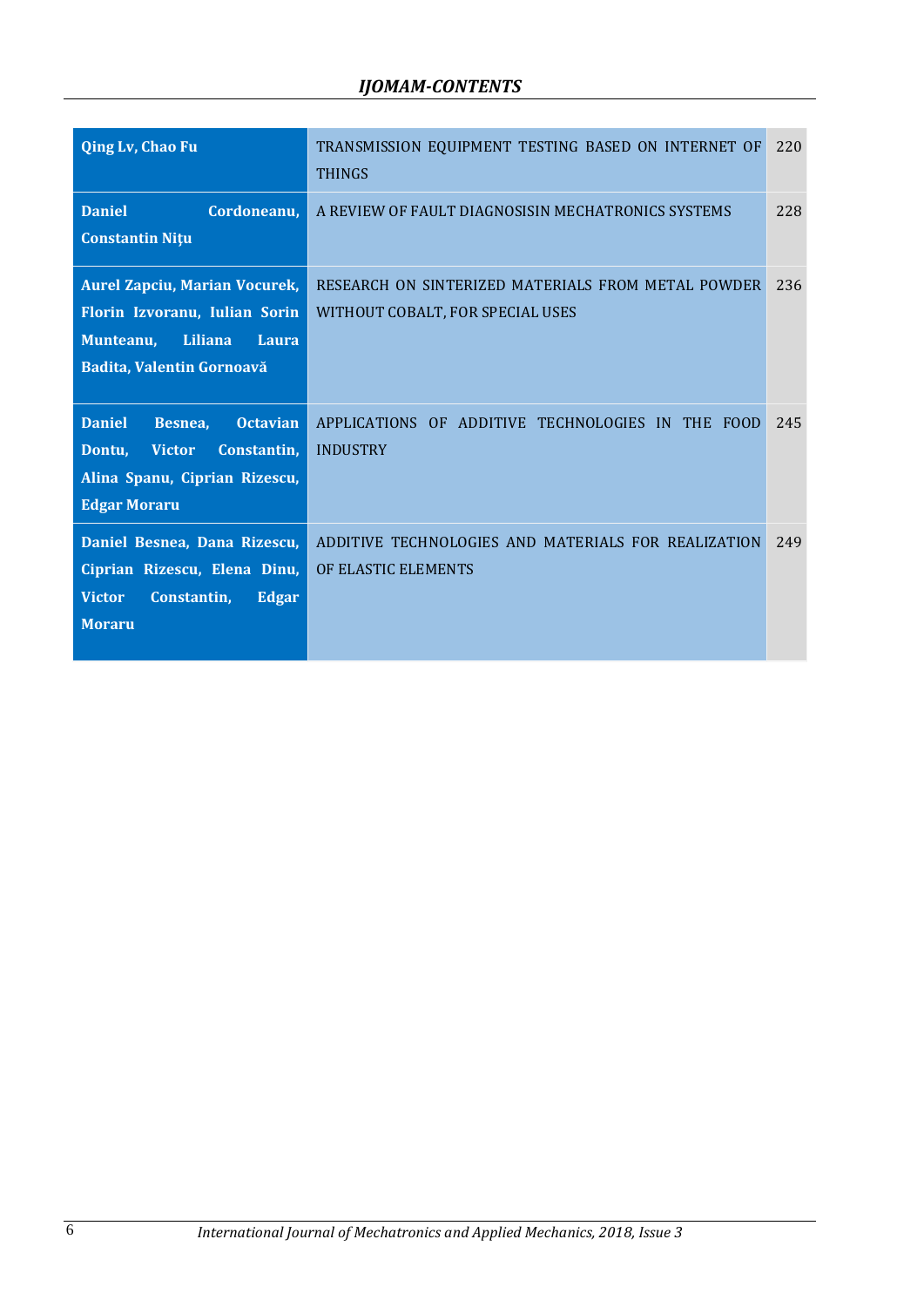| | | |
|---|---|---|
| **Qing Lv, Chao Fu** | TRANSMISSION EQUIPMENT TESTING BASED ON INTERNET OF THINGS | 220 |
| **Daniel Cordoneanu, Constantin Nițu** | A REVIEW OF FAULT DIAGNOSISIN MECHATRONICS SYSTEMS | 228 |
| **Aurel Zapciu, Marian Vocurek, Florin Izvoranu, Iulian Sorin Munteanu, Liliana Laura Badita, Valentin Gornoavă** | RESEARCH ON SINTERIZED MATERIALS FROM METAL POWDER WITHOUT COBALT, FOR SPECIAL USES | 236 |
| **Daniel Besnea, Octavian Dontu, Victor Constantin, Alina Spanu, Ciprian Rizescu, Edgar Moraru** | APPLICATIONS OF ADDITIVE TECHNOLOGIES IN THE FOOD INDUSTRY | 245 |
| **Daniel Besnea, Dana Rizescu, Ciprian Rizescu, Elena Dinu, Victor Constantin, Edgar Moraru** | ADDITIVE TECHNOLOGIES AND MATERIALS FOR REALIZATION OF ELASTIC ELEMENTS | 249 |